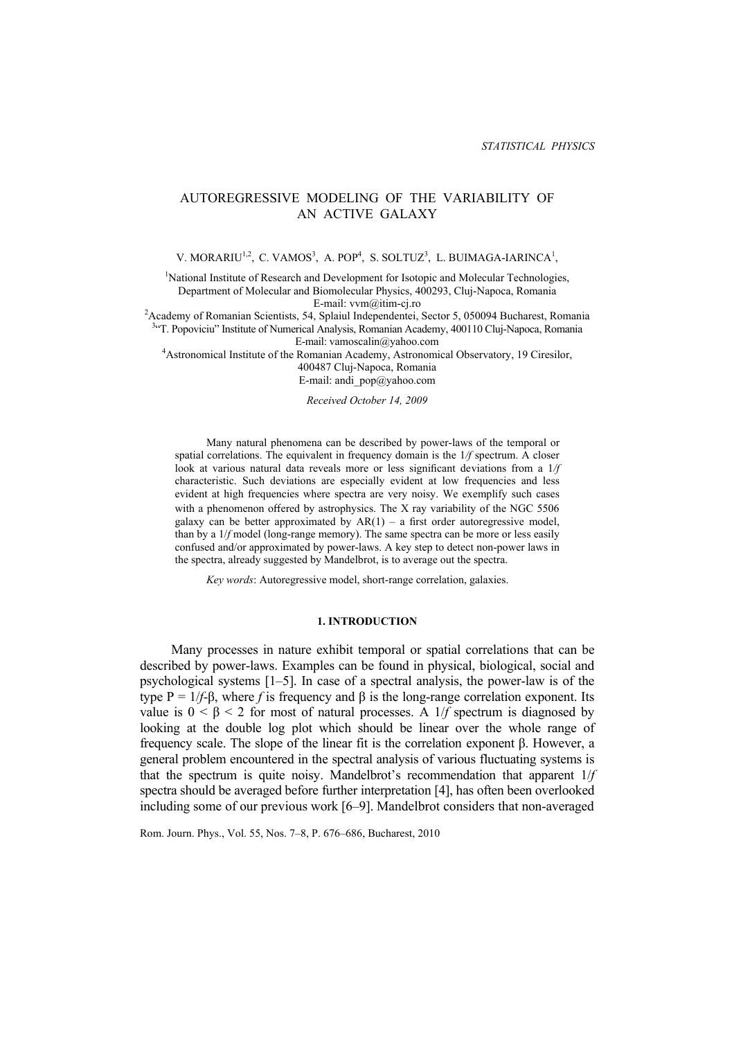STATISTICAL PHYSICS

# AUTOREGRESSIVE MODELING OF THE VARIABILITY OF AN ACTIVE GALAXY

V. MORARIU[1,2], C. VAMOS[3], A. POP[4], S. SOLTUZ[3], L. BUIMAGA-IARINCA[1],

[1]National Institute of Research and Development for Isotopic and Molecular Technologies, Department of Molecular and Biomolecular Physics, 400293, Cluj-Napoca, Romania
E-mail: vvm@itim-cj.ro

[2]Academy of Romanian Scientists, 54, Splaiul Independentei, Sector 5, 050094 Bucharest, Romania

[3]"T. Popoviciu" Institute of Numerical Analysis, Romanian Academy, 400110 Cluj-Napoca, Romania
E-mail: vamoscalin@yahoo.com

[4]Astronomical Institute of the Romanian Academy, Astronomical Observatory, 19 Ciresilor, 400487 Cluj-Napoca, Romania
E-mail: andi_pop@yahoo.com

*Received October 14, 2009*

Many natural phenomena can be described by power-laws of the temporal or spatial correlations. The equivalent in frequency domain is the $1/f$ spectrum. A closer look at various natural data reveals more or less significant deviations from a $1/f$ characteristic. Such deviations are especially evident at low frequencies and less evident at high frequencies where spectra are very noisy. We exemplify such cases with a phenomenon offered by astrophysics. The X ray variability of the NGC 5506 galaxy can be better approximated by AR(1) – a first order autoregressive model, than by a $1/f$ model (long-range memory). The same spectra can be more or less easily confused and/or approximated by power-laws. A key step to detect non-power laws in the spectra, already suggested by Mandelbrot, is to average out the spectra.

*Key words*: Autoregressive model, short-range correlation, galaxies.

## 1. INTRODUCTION

Many processes in nature exhibit temporal or spatial correlations that can be described by power-laws. Examples can be found in physical, biological, social and psychological systems [1–5]. In case of a spectral analysis, the power-law is of the type $P = 1/f^{-\beta}$, where $f$ is frequency and $\beta$ is the long-range correlation exponent. Its value is $0 < \beta < 2$ for most of natural processes. A $1/f$ spectrum is diagnosed by looking at the double log plot which should be linear over the whole range of frequency scale. The slope of the linear fit is the correlation exponent $\beta$. However, a general problem encountered in the spectral analysis of various fluctuating systems is that the spectrum is quite noisy. Mandelbrot's recommendation that apparent $1/f$ spectra should be averaged before further interpretation [4], has often been overlooked including some of our previous work [6–9]. Mandelbrot considers that non-averaged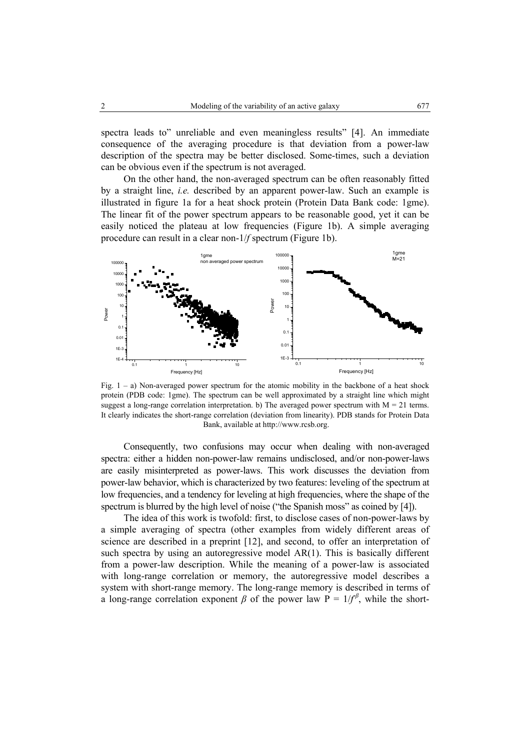spectra leads to" unreliable and even meaningless results" [4]. An immediate consequence of the averaging procedure is that deviation from a power-law description of the spectra may be better disclosed. Some-times, such a deviation can be obvious even if the spectrum is not averaged.

On the other hand, the non-averaged spectrum can be often reasonably fitted by a straight line, *i.e.* described by an apparent power-law. Such an example is illustrated in figure 1a for a heat shock protein (Protein Data Bank code: 1gme). The linear fit of the power spectrum appears to be reasonable good, yet it can be easily noticed the plateau at low frequencies (Figure 1b). A simple averaging procedure can result in a clear non-$1/f$ spectrum (Figure 1b).

Fig. 1 – a) Non-averaged power spectrum for the atomic mobility in the backbone of a heat shock protein (PDB code: 1gme). The spectrum can be well approximated by a straight line which might suggest a long-range correlation interpretation. b) The averaged power spectrum with $M = 21$ terms. It clearly indicates the short-range correlation (deviation from linearity). PDB stands for Protein Data Bank, available at http://www.rcsb.org.

Consequently, two confusions may occur when dealing with non-averaged spectra: either a hidden non-power-law remains undisclosed, and/or non-power-laws are easily misinterpreted as power-laws. This work discusses the deviation from power-law behavior, which is characterized by two features: leveling of the spectrum at low frequencies, and a tendency for leveling at high frequencies, where the shape of the spectrum is blurred by the high level of noise ("the Spanish moss" as coined by [4]).

The idea of this work is twofold: first, to disclose cases of non-power-laws by a simple averaging of spectra (other examples from widely different areas of science are described in a preprint [12], and second, to offer an interpretation of such spectra by using an autoregressive model AR(1). This is basically different from a power-law description. While the meaning of a power-law is associated with long-range correlation or memory, the autoregressive model describes a system with short-range memory. The long-range memory is described in terms of a long-range correlation exponent $\beta$ of the power law $P = 1/f^{\beta}$, while the short-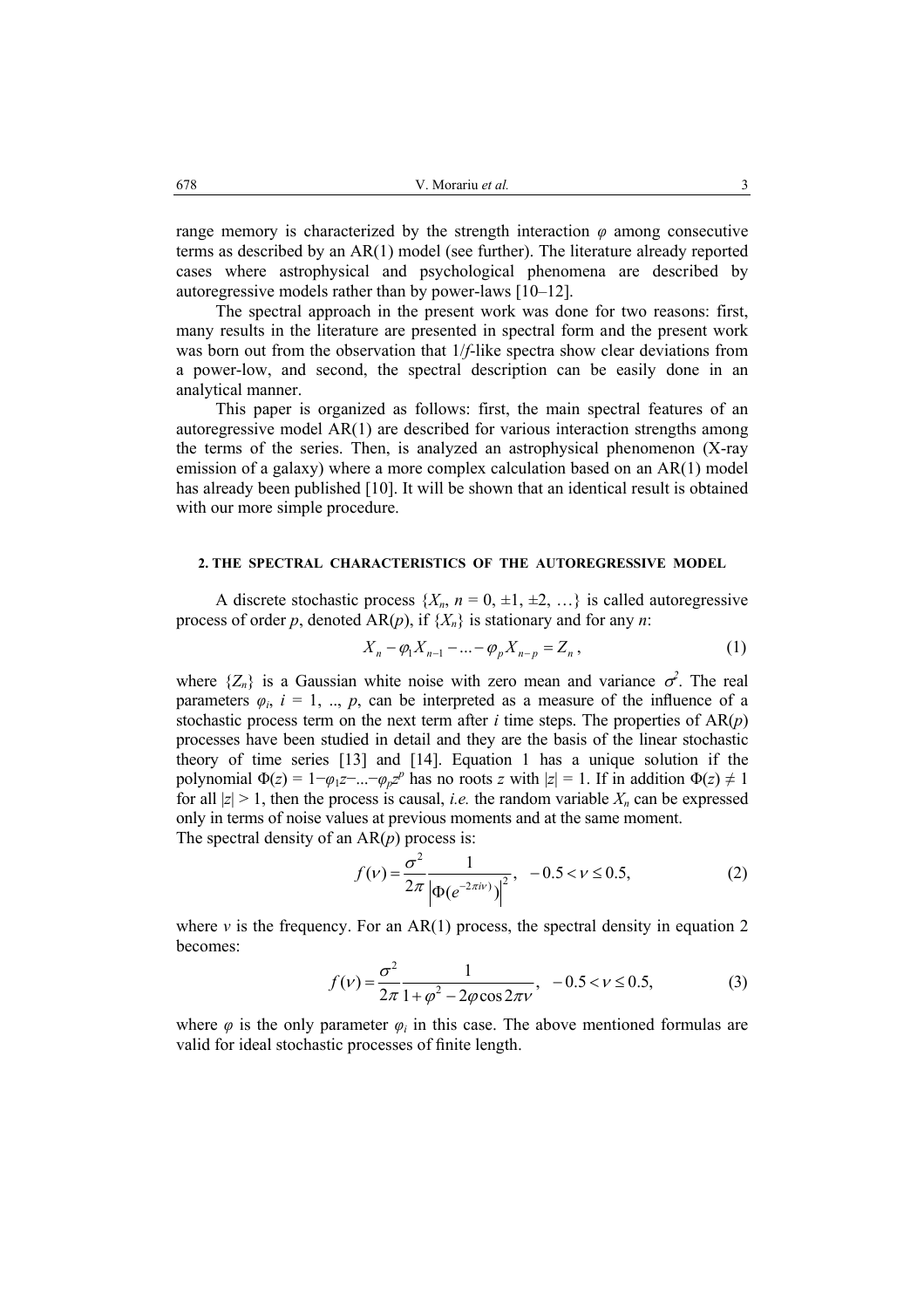range memory is characterized by the strength interaction $\varphi$ among consecutive terms as described by an AR(1) model (see further). The literature already reported cases where astrophysical and psychological phenomena are described by autoregressive models rather than by power-laws [10–12].

The spectral approach in the present work was done for two reasons: first, many results in the literature are presented in spectral form and the present work was born out from the observation that 1/*f*-like spectra show clear deviations from a power-low, and second, the spectral description can be easily done in an analytical manner.

This paper is organized as follows: first, the main spectral features of an autoregressive model AR(1) are described for various interaction strengths among the terms of the series. Then, is analyzed an astrophysical phenomenon (X-ray emission of a galaxy) where a more complex calculation based on an AR(1) model has already been published [10]. It will be shown that an identical result is obtained with our more simple procedure.

## 2. THE SPECTRAL CHARACTERISTICS OF THE AUTOREGRESSIVE MODEL

A discrete stochastic process $\{X_n, n = 0, \pm 1, \pm 2, \ldots\}$ is called autoregressive process of order $p$, denoted AR($p$), if $\{X_n\}$ is stationary and for any $n$:

$$X_n - \varphi_1 X_{n-1} - \ldots - \varphi_p X_{n-p} = Z_n, \tag{1}$$

where $\{Z_n\}$ is a Gaussian white noise with zero mean and variance $\sigma^2$. The real parameters $\varphi_i$, $i = 1, .., p$, can be interpreted as a measure of the influence of a stochastic process term on the next term after $i$ time steps. The properties of AR($p$) processes have been studied in detail and they are the basis of the linear stochastic theory of time series [13] and [14]. Equation 1 has a unique solution if the polynomial $\Phi(z) = 1-\varphi_1 z-\ldots-\varphi_p z^p$ has no roots $z$ with $|z| = 1$. If in addition $\Phi(z) \neq 1$ for all $|z| > 1$, then the process is causal, *i.e.* the random variable $X_n$ can be expressed only in terms of noise values at previous moments and at the same moment.

The spectral density of an AR($p$) process is:

$$f(\nu) = \frac{\sigma^2}{2\pi}\frac{1}{\left|\Phi(e^{-2\pi i\nu})\right|^2}, \quad -0.5 < \nu \leq 0.5, \tag{2}$$

where $\nu$ is the frequency. For an AR(1) process, the spectral density in equation 2 becomes:

$$f(\nu) = \frac{\sigma^2}{2\pi}\frac{1}{1+\varphi^2 - 2\varphi\cos 2\pi\nu}, \quad -0.5 < \nu \leq 0.5, \tag{3}$$

where $\varphi$ is the only parameter $\varphi_i$ in this case. The above mentioned formulas are valid for ideal stochastic processes of finite length.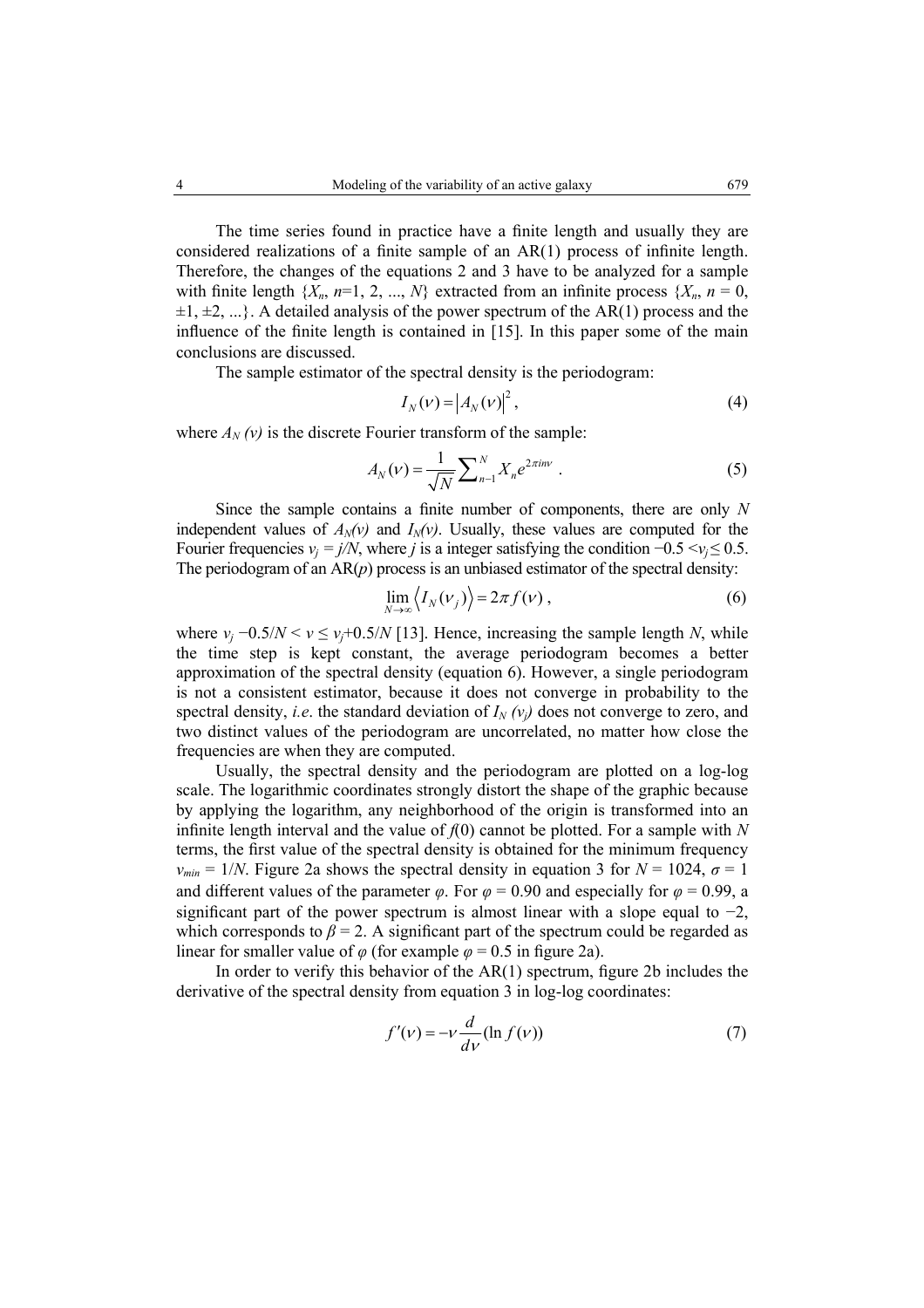The time series found in practice have a finite length and usually they are considered realizations of a finite sample of an AR(1) process of infinite length. Therefore, the changes of the equations 2 and 3 have to be analyzed for a sample with finite length $\{X_n, n=1, 2, ..., N\}$ extracted from an infinite process $\{X_n, n = 0, \pm1, \pm2, ...\}$. A detailed analysis of the power spectrum of the AR(1) process and the influence of the finite length is contained in [15]. In this paper some of the main conclusions are discussed.

The sample estimator of the spectral density is the periodogram:

$$I_N(\nu) = \left|A_N(\nu)\right|^2 , \tag{4}$$

where $A_N(\nu)$ is the discrete Fourier transform of the sample:

$$A_N(\nu) = \frac{1}{\sqrt{N}} \sum_{n-1}^{N} X_n e^{2\pi i n \nu} . \tag{5}$$

Since the sample contains a finite number of components, there are only $N$ independent values of $A_N(\nu)$ and $I_N(\nu)$. Usually, these values are computed for the Fourier frequencies $\nu_j = j/N$, where $j$ is a integer satisfying the condition $-0.5 < \nu_j \leq 0.5$. The periodogram of an AR($p$) process is an unbiased estimator of the spectral density:

$$\lim_{N\to\infty} \left\langle I_N(\nu_j) \right\rangle = 2\pi f(\nu) , \tag{6}$$

where $\nu_j - 0.5/N < \nu \leq \nu_j + 0.5/N$ [13]. Hence, increasing the sample length $N$, while the time step is kept constant, the average periodogram becomes a better approximation of the spectral density (equation 6). However, a single periodogram is not a consistent estimator, because it does not converge in probability to the spectral density, *i.e.* the standard deviation of $I_N(\nu_j)$ does not converge to zero, and two distinct values of the periodogram are uncorrelated, no matter how close the frequencies are when they are computed.

Usually, the spectral density and the periodogram are plotted on a log-log scale. The logarithmic coordinates strongly distort the shape of the graphic because by applying the logarithm, any neighborhood of the origin is transformed into an infinite length interval and the value of $f(0)$ cannot be plotted. For a sample with $N$ terms, the first value of the spectral density is obtained for the minimum frequency $\nu_{min} = 1/N$. Figure 2a shows the spectral density in equation 3 for $N = 1024$, $\sigma = 1$ and different values of the parameter $\varphi$. For $\varphi = 0.90$ and especially for $\varphi = 0.99$, a significant part of the power spectrum is almost linear with a slope equal to $-2$, which corresponds to $\beta = 2$. A significant part of the spectrum could be regarded as linear for smaller value of $\varphi$ (for example $\varphi = 0.5$ in figure 2a).

In order to verify this behavior of the AR(1) spectrum, figure 2b includes the derivative of the spectral density from equation 3 in log-log coordinates:

$$f'(\nu) = -\nu \frac{d}{d\nu}(\ln f(\nu)) \tag{7}$$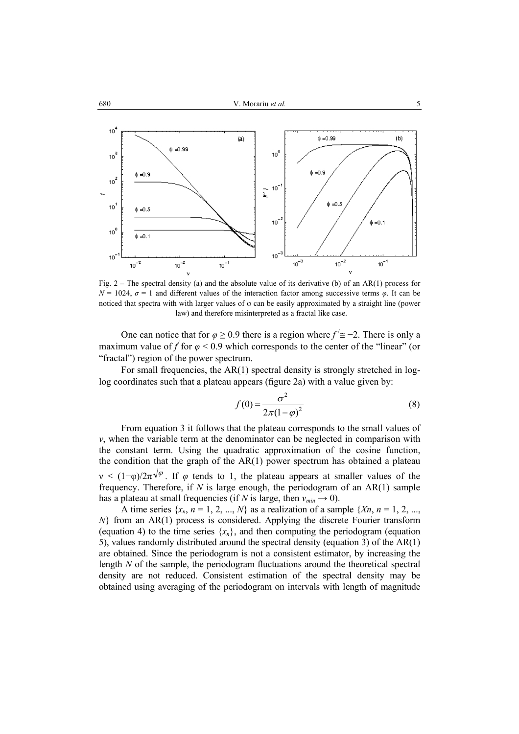Fig. 2 – The spectral density (a) and the absolute value of its derivative (b) of an AR(1) process for $N = 1024$, $\sigma = 1$ and different values of the interaction factor among successive terms $\varphi$. It can be noticed that spectra with with larger values of φ can be easily approximated by a straight line (power law) and therefore misinterpreted as a fractal like case.

One can notice that for $\varphi \geq 0.9$ there is a region where $f' \cong -2$. There is only a maximum value of $f'$ for $\varphi < 0.9$ which corresponds to the center of the "linear" (or "fractal") region of the power spectrum.

For small frequencies, the AR(1) spectral density is strongly stretched in log-log coordinates such that a plateau appears (figure 2a) with a value given by:

$$f(0) = \frac{\sigma^2}{2\pi(1-\varphi)^2} \tag{8}$$

From equation 3 it follows that the plateau corresponds to the small values of $v$, when the variable term at the denominator can be neglected in comparison with the constant term. Using the quadratic approximation of the cosine function, the condition that the graph of the AR(1) power spectrum has obtained a plateau $\nu < (1-\varphi)/2\pi\sqrt{\varphi}$. If $\varphi$ tends to 1, the plateau appears at smaller values of the frequency. Therefore, if $N$ is large enough, the periodogram of an AR(1) sample has a plateau at small frequencies (if $N$ is large, then $v_{min} \rightarrow 0$).

A time series $\{x_n, n = 1, 2, ..., N\}$ as a realization of a sample $\{Xn, n = 1, 2, ..., N\}$ from an AR(1) process is considered. Applying the discrete Fourier transform (equation 4) to the time series $\{x_n\}$, and then computing the periodogram (equation 5), values randomly distributed around the spectral density (equation 3) of the AR(1) are obtained. Since the periodogram is not a consistent estimator, by increasing the length $N$ of the sample, the periodogram fluctuations around the theoretical spectral density are not reduced. Consistent estimation of the spectral density may be obtained using averaging of the periodogram on intervals with length of magnitude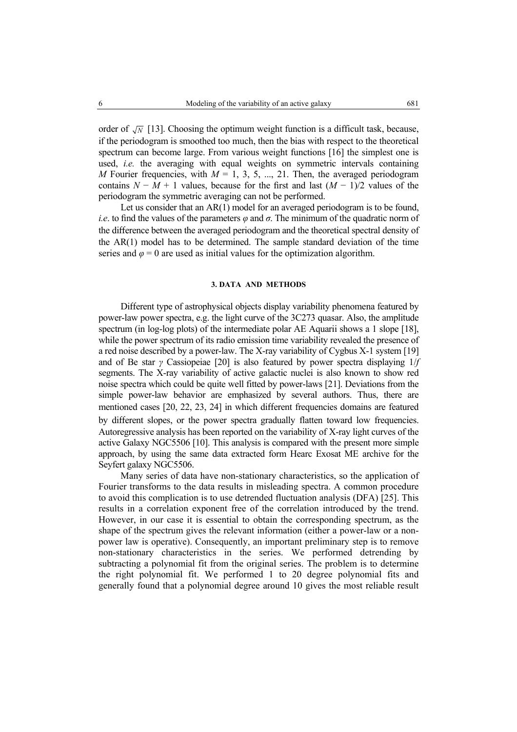order of $\sqrt{N}$ [13]. Choosing the optimum weight function is a difficult task, because, if the periodogram is smoothed too much, then the bias with respect to the theoretical spectrum can become large. From various weight functions [16] the simplest one is used, *i.e.* the averaging with equal weights on symmetric intervals containing $M$ Fourier frequencies, with $M = 1, 3, 5, ..., 21$. Then, the averaged periodogram contains $N - M + 1$ values, because for the first and last $(M - 1)/2$ values of the periodogram the symmetric averaging can not be performed.

Let us consider that an AR(1) model for an averaged periodogram is to be found, *i.e*. to find the values of the parameters $\varphi$ and $\sigma$. The minimum of the quadratic norm of the difference between the averaged periodogram and the theoretical spectral density of the AR(1) model has to be determined. The sample standard deviation of the time series and $\varphi = 0$ are used as initial values for the optimization algorithm.

## 3. DATA AND METHODS

Different type of astrophysical objects display variability phenomena featured by power-law power spectra, e.g. the light curve of the 3C273 quasar. Also, the amplitude spectrum (in log-log plots) of the intermediate polar AE Aquarii shows a 1 slope [18], while the power spectrum of its radio emission time variability revealed the presence of a red noise described by a power-law. The X-ray variability of Cygbus X-1 system [19] and of Be star $\gamma$ Cassiopeiae [20] is also featured by power spectra displaying $1/f$ segments. The X-ray variability of active galactic nuclei is also known to show red noise spectra which could be quite well fitted by power-laws [21]. Deviations from the simple power-law behavior are emphasized by several authors. Thus, there are mentioned cases [20, 22, 23, 24] in which different frequencies domains are featured by different slopes, or the power spectra gradually flatten toward low frequencies. Autoregressive analysis has been reported on the variability of X-ray light curves of the active Galaxy NGC5506 [10]. This analysis is compared with the present more simple approach, by using the same data extracted form Hearc Exosat ME archive for the Seyfert galaxy NGC5506.

Many series of data have non-stationary characteristics, so the application of Fourier transforms to the data results in misleading spectra. A common procedure to avoid this complication is to use detrended fluctuation analysis (DFA) [25]. This results in a correlation exponent free of the correlation introduced by the trend. However, in our case it is essential to obtain the corresponding spectrum, as the shape of the spectrum gives the relevant information (either a power-law or a non-power law is operative). Consequently, an important preliminary step is to remove non-stationary characteristics in the series. We performed detrending by subtracting a polynomial fit from the original series. The problem is to determine the right polynomial fit. We performed 1 to 20 degree polynomial fits and generally found that a polynomial degree around 10 gives the most reliable result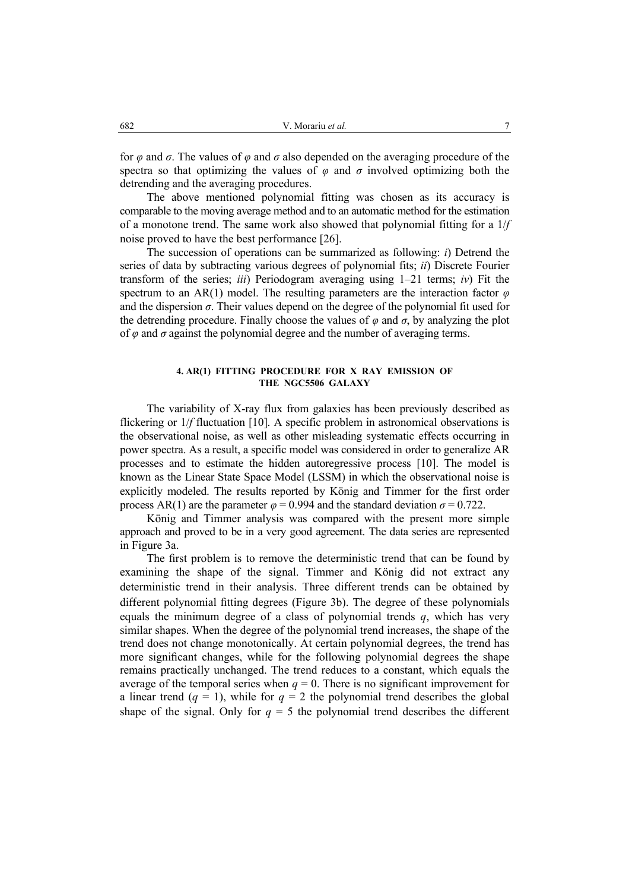for $\varphi$ and $\sigma$. The values of $\varphi$ and $\sigma$ also depended on the averaging procedure of the spectra so that optimizing the values of $\varphi$ and $\sigma$ involved optimizing both the detrending and the averaging procedures.

The above mentioned polynomial fitting was chosen as its accuracy is comparable to the moving average method and to an automatic method for the estimation of a monotone trend. The same work also showed that polynomial fitting for a $1/f$ noise proved to have the best performance [26].

The succession of operations can be summarized as following: *i*) Detrend the series of data by subtracting various degrees of polynomial fits; *ii*) Discrete Fourier transform of the series; *iii*) Periodogram averaging using 1–21 terms; *iv*) Fit the spectrum to an AR(1) model. The resulting parameters are the interaction factor $\varphi$ and the dispersion $\sigma$. Their values depend on the degree of the polynomial fit used for the detrending procedure. Finally choose the values of $\varphi$ and $\sigma$, by analyzing the plot of $\varphi$ and $\sigma$ against the polynomial degree and the number of averaging terms.

## 4. AR(1) FITTING PROCEDURE FOR X RAY EMISSION OF THE NGC5506 GALAXY

The variability of X-ray flux from galaxies has been previously described as flickering or $1/f$ fluctuation [10]. A specific problem in astronomical observations is the observational noise, as well as other misleading systematic effects occurring in power spectra. As a result, a specific model was considered in order to generalize AR processes and to estimate the hidden autoregressive process [10]. The model is known as the Linear State Space Model (LSSM) in which the observational noise is explicitly modeled. The results reported by König and Timmer for the first order process AR(1) are the parameter $\varphi = 0.994$ and the standard deviation $\sigma = 0.722$.

König and Timmer analysis was compared with the present more simple approach and proved to be in a very good agreement. The data series are represented in Figure 3a.

The first problem is to remove the deterministic trend that can be found by examining the shape of the signal. Timmer and König did not extract any deterministic trend in their analysis. Three different trends can be obtained by different polynomial fitting degrees (Figure 3b). The degree of these polynomials equals the minimum degree of a class of polynomial trends $q$, which has very similar shapes. When the degree of the polynomial trend increases, the shape of the trend does not change monotonically. At certain polynomial degrees, the trend has more significant changes, while for the following polynomial degrees the shape remains practically unchanged. The trend reduces to a constant, which equals the average of the temporal series when $q = 0$. There is no significant improvement for a linear trend ($q = 1$), while for $q = 2$ the polynomial trend describes the global shape of the signal. Only for $q = 5$ the polynomial trend describes the different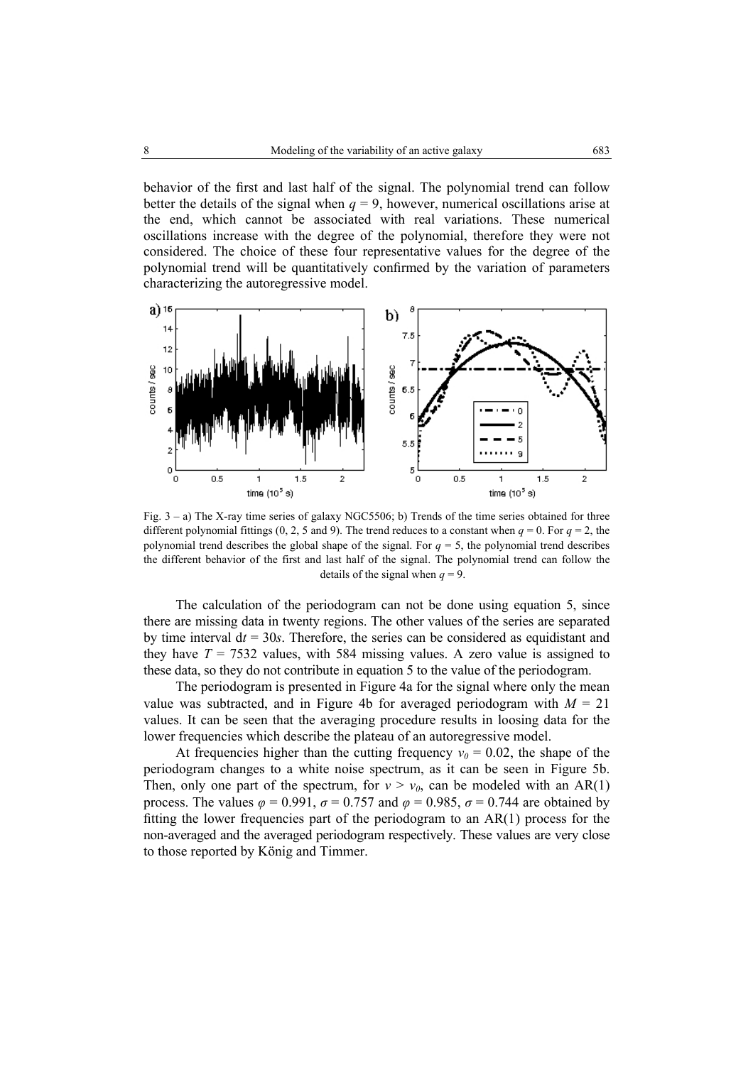behavior of the first and last half of the signal. The polynomial trend can follow better the details of the signal when $q = 9$, however, numerical oscillations arise at the end, which cannot be associated with real variations. These numerical oscillations increase with the degree of the polynomial, therefore they were not considered. The choice of these four representative values for the degree of the polynomial trend will be quantitatively confirmed by the variation of parameters characterizing the autoregressive model.

Fig. 3 – a) The X-ray time series of galaxy NGC5506; b) Trends of the time series obtained for three different polynomial fittings (0, 2, 5 and 9). The trend reduces to a constant when $q = 0$. For $q = 2$, the polynomial trend describes the global shape of the signal. For $q = 5$, the polynomial trend describes the different behavior of the first and last half of the signal. The polynomial trend can follow the details of the signal when $q = 9$.

The calculation of the periodogram can not be done using equation 5, since there are missing data in twenty regions. The other values of the series are separated by time interval $dt = 30s$. Therefore, the series can be considered as equidistant and they have $T = 7532$ values, with 584 missing values. A zero value is assigned to these data, so they do not contribute in equation 5 to the value of the periodogram.

The periodogram is presented in Figure 4a for the signal where only the mean value was subtracted, and in Figure 4b for averaged periodogram with $M = 21$ values. It can be seen that the averaging procedure results in loosing data for the lower frequencies which describe the plateau of an autoregressive model.

At frequencies higher than the cutting frequency $\nu_0 = 0.02$, the shape of the periodogram changes to a white noise spectrum, as it can be seen in Figure 5b. Then, only one part of the spectrum, for $\nu > \nu_0$, can be modeled with an AR(1) process. The values $\varphi = 0.991$, $\sigma = 0.757$ and $\varphi = 0.985$, $\sigma = 0.744$ are obtained by fitting the lower frequencies part of the periodogram to an AR(1) process for the non-averaged and the averaged periodogram respectively. These values are very close to those reported by König and Timmer.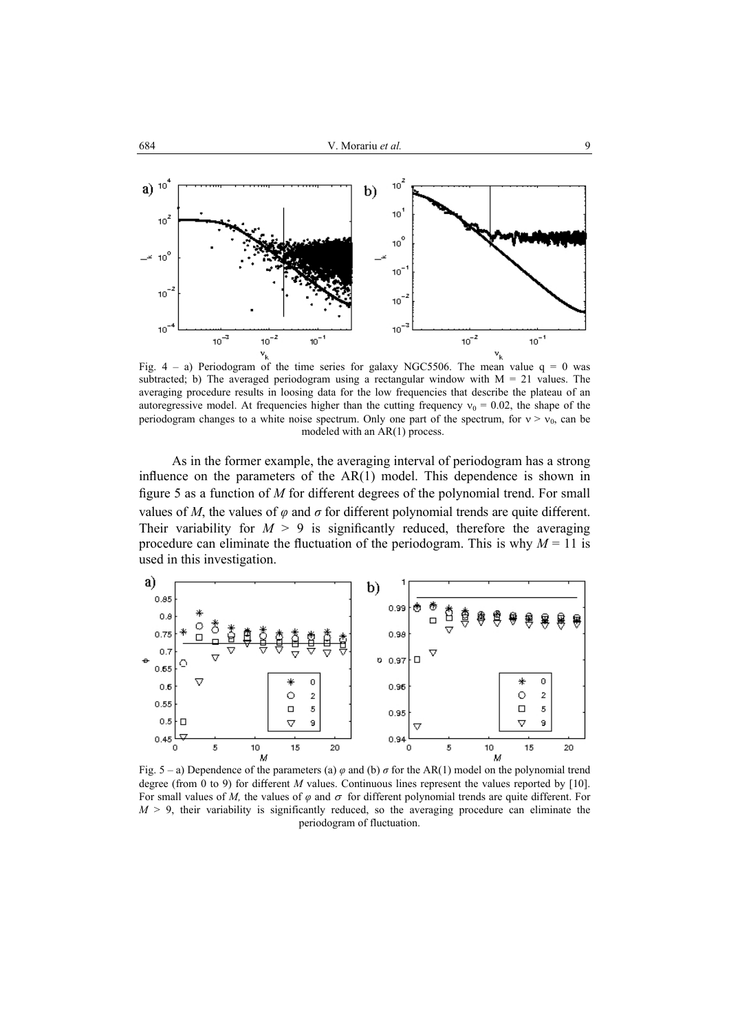Fig. 4 – a) Periodogram of the time series for galaxy NGC5506. The mean value q = 0 was subtracted; b) The averaged periodogram using a rectangular window with M = 21 values. The averaging procedure results in loosing data for the low frequencies that describe the plateau of an autoregressive model. At frequencies higher than the cutting frequency $\nu_0 = 0.02$, the shape of the periodogram changes to a white noise spectrum. Only one part of the spectrum, for $\nu > \nu_0$, can be modeled with an AR(1) process.

As in the former example, the averaging interval of periodogram has a strong influence on the parameters of the AR(1) model. This dependence is shown in figure 5 as a function of *M* for different degrees of the polynomial trend. For small values of *M*, the values of $\varphi$ and $\sigma$ for different polynomial trends are quite different. Their variability for $M > 9$ is significantly reduced, therefore the averaging procedure can eliminate the fluctuation of the periodogram. This is why $M = 11$ is used in this investigation.

Fig. 5 – a) Dependence of the parameters (a) $\varphi$ and (b) $\sigma$ for the AR(1) model on the polynomial trend degree (from 0 to 9) for different *M* values. Continuous lines represent the values reported by [10]. For small values of *M,* the values of $\varphi$ and $\sigma$ for different polynomial trends are quite different. For $M > 9$, their variability is significantly reduced, so the averaging procedure can eliminate the periodogram of fluctuation.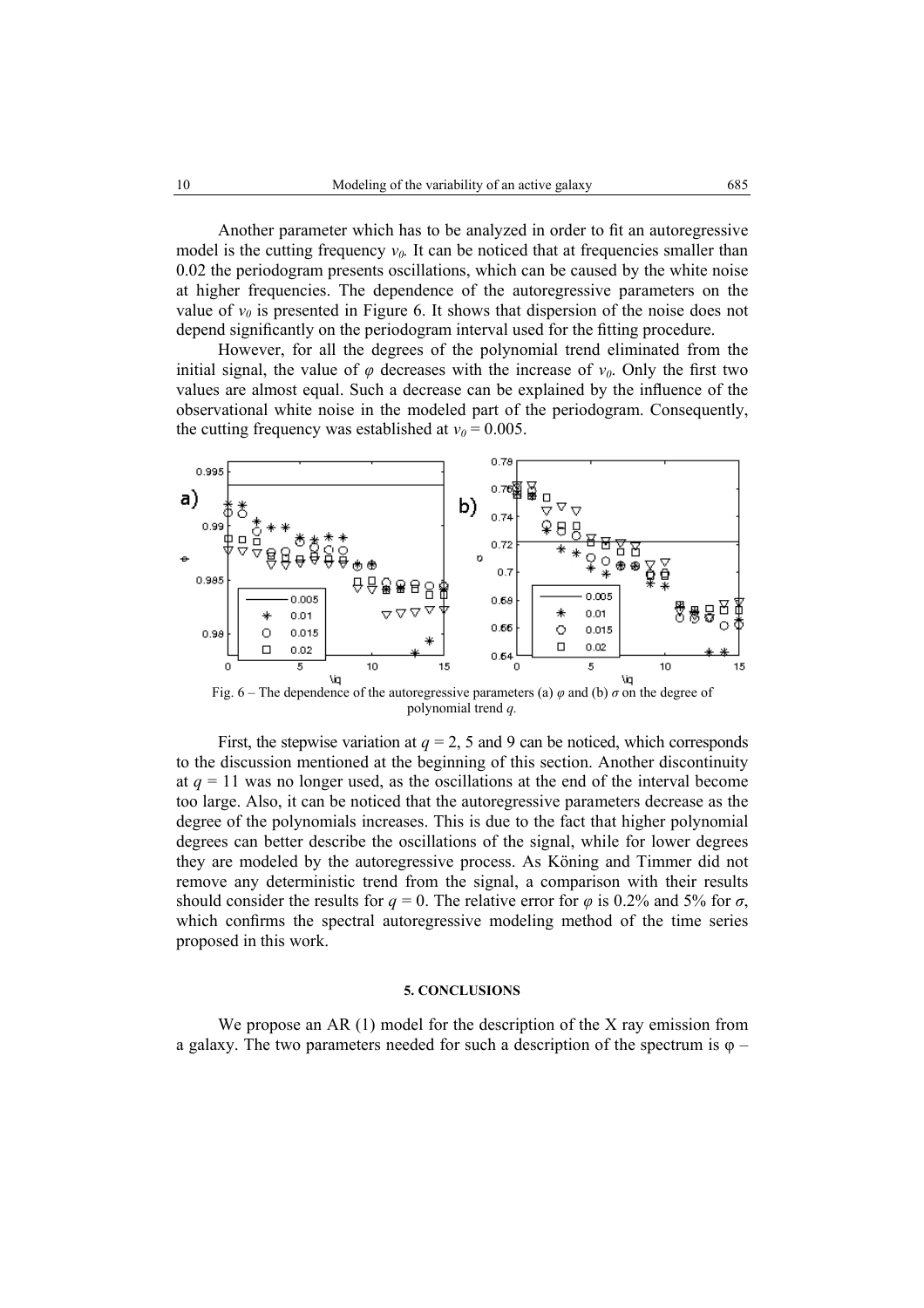Another parameter which has to be analyzed in order to fit an autoregressive model is the cutting frequency $v_0$. It can be noticed that at frequencies smaller than 0.02 the periodogram presents oscillations, which can be caused by the white noise at higher frequencies. The dependence of the autoregressive parameters on the value of $v_0$ is presented in Figure 6. It shows that dispersion of the noise does not depend significantly on the periodogram interval used for the fitting procedure.

However, for all the degrees of the polynomial trend eliminated from the initial signal, the value of $\varphi$ decreases with the increase of $v_0$. Only the first two values are almost equal. Such a decrease can be explained by the influence of the observational white noise in the modeled part of the periodogram. Consequently, the cutting frequency was established at $v_0 = 0.005$.

Fig. 6 – The dependence of the autoregressive parameters (a) $\varphi$ and (b) $\sigma$ on the degree of polynomial trend $q$.

First, the stepwise variation at $q = 2$, 5 and 9 can be noticed, which corresponds to the discussion mentioned at the beginning of this section. Another discontinuity at $q = 11$ was no longer used, as the oscillations at the end of the interval become too large. Also, it can be noticed that the autoregressive parameters decrease as the degree of the polynomials increases. This is due to the fact that higher polynomial degrees can better describe the oscillations of the signal, while for lower degrees they are modeled by the autoregressive process. As Köning and Timmer did not remove any deterministic trend from the signal, a comparison with their results should consider the results for $q = 0$. The relative error for $\varphi$ is 0.2% and 5% for $\sigma$, which confirms the spectral autoregressive modeling method of the time series proposed in this work.

## 5. CONCLUSIONS

We propose an AR (1) model for the description of the X ray emission from a galaxy. The two parameters needed for such a description of the spectrum is $\varphi$ –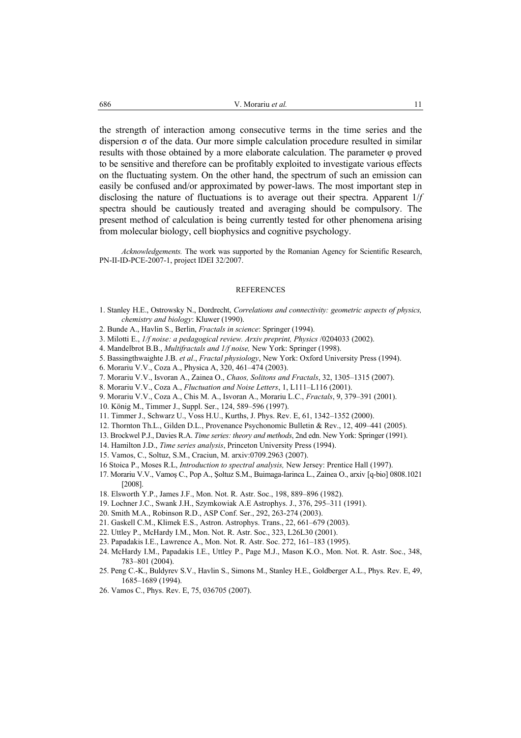the strength of interaction among consecutive terms in the time series and the dispersion σ of the data. Our more simple calculation procedure resulted in similar results with those obtained by a more elaborate calculation. The parameter φ proved to be sensitive and therefore can be profitably exploited to investigate various effects on the fluctuating system. On the other hand, the spectrum of such an emission can easily be confused and/or approximated by power-laws. The most important step in disclosing the nature of fluctuations is to average out their spectra. Apparent $1/f$ spectra should be cautiously treated and averaging should be compulsory. The present method of calculation is being currently tested for other phenomena arising from molecular biology, cell biophysics and cognitive psychology.

*Acknowledgements.* The work was supported by the Romanian Agency for Scientific Research, PN-II-ID-PCE-2007-1, project IDEI 32/2007.

## REFERENCES

1. Stanley H.E., Ostrowsky N., Dordrecht, *Correlations and connectivity: geometric aspects of physics, chemistry and biology*: Kluwer (1990).
2. Bunde A., Havlin S., Berlin, *Fractals in science*: Springer (1994).
3. Milotti E., *1/f noise: a pedagogical review. Arxiv preprint, Physics* /0204033 (2002).
4. Mandelbrot B.B., *Multifractals and 1/f noise,* New York: Springer (1998).
5. Bassingthwaighte J.B. *et al*., *Fractal physiology*, New York: Oxford University Press (1994).
6. Morariu V.V., Coza A., Physica A, 320, 461–474 (2003).
7. Morariu V.V., Isvoran A., Zainea O., *Chaos, Solitons and Fractals*, 32, 1305–1315 (2007).
8. Morariu V.V., Coza A., *Fluctuation and Noise Letters*, 1, L111–L116 (2001).
9. Morariu V.V., Coza A., Chis M. A., Isvoran A., Morariu L.C., *Fractals*, 9, 379–391 (2001).
10. König M., Timmer J., Suppl. Ser., 124, 589–596 (1997).
11. Timmer J., Schwarz U., Voss H.U., Kurths, J. Phys. Rev. E, 61, 1342–1352 (2000).
12. Thornton Th.L., Gilden D.L., Provenance Psychonomic Bulletin & Rev., 12, 409–441 (2005).
13. Brockwel P.J., Davies R.A. *Time series: theory and methods*, 2nd edn. New York: Springer (1991).
14. Hamilton J.D., *Time series analysis*, Princeton University Press (1994).
15. Vamos, C., Soltuz, S.M., Craciun, M. arxiv:0709.2963 (2007).
16 Stoica P., Moses R.L, *Introduction to spectral analysis,* New Jersey: Prentice Hall (1997).
17. Morariu V.V., Vamoş C., Pop A., Şoltuz S.M., Buimaga-Iarinca L., Zainea O., arxiv [q-bio] 0808.1021 [2008].
18. Elsworth Y.P., James J.F., Mon. Not. R. Astr. Soc., 198, 889–896 (1982).
19. Lochner J.C., Swank J.H., Szymkowiak A.E Astrophys. J., 376, 295–311 (1991).
20. Smith M.A., Robinson R.D., ASP Conf. Ser., 292, 263-274 (2003).
21. Gaskell C.M., Klimek E.S., Astron. Astrophys. Trans., 22, 661–679 (2003).
22. Uttley P., McHardy I.M., Mon. Not. R. Astr. Soc., 323, L26L30 (2001).
23. Papadakis I.E., Lawrence A., Mon. Not. R. Astr. Soc. 272, 161–183 (1995).
24. McHardy I.M., Papadakis I.E., Uttley P., Page M.J., Mason K.O., Mon. Not. R. Astr. Soc., 348, 783–801 (2004).
25. Peng C.-K., Buldyrev S.V., Havlin S., Simons M., Stanley H.E., Goldberger A.L., Phys. Rev. E, 49, 1685–1689 (1994).
26. Vamos C., Phys. Rev. E, 75, 036705 (2007).